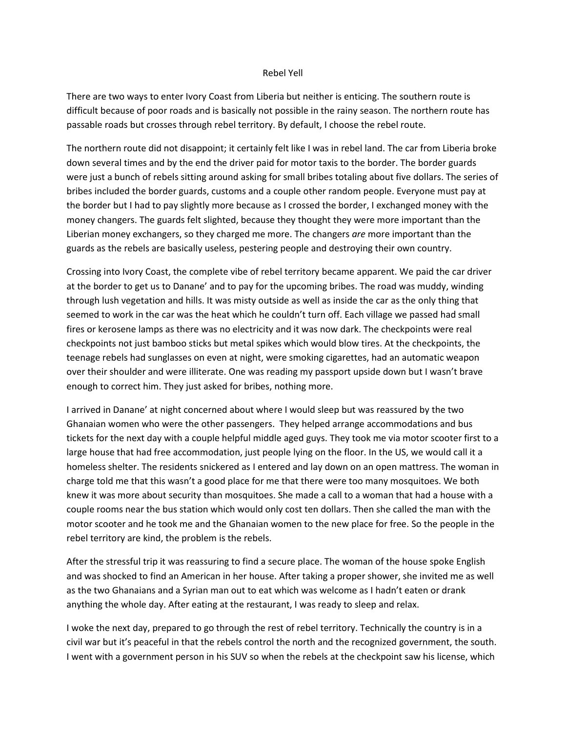# Rebel Yell

There are two ways to enter Ivory Coast from Liberia but neither is enticing. The southern route is difficult because of poor roads and is basically not possible in the rainy season. The northern route has passable roads but crosses through rebel territory. By default, I choose the rebel route.

The northern route did not disappoint; it certainly felt like I was in rebel land. The car from Liberia broke down several times and by the end the driver paid for motor taxis to the border. The border guards were just a bunch of rebels sitting around asking for small bribes totaling about five dollars. The series of bribes included the border guards, customs and a couple other random people. Everyone must pay at the border but I had to pay slightly more because as I crossed the border, I exchanged money with the money changers. The guards felt slighted, because they thought they were more important than the Liberian money exchangers, so they charged me more. The changers *are* more important than the guards as the rebels are basically useless, pestering people and destroying their own country.

Crossing into Ivory Coast, the complete vibe of rebel territory became apparent. We paid the car driver at the border to get us to Danane' and to pay for the upcoming bribes. The road was muddy, winding through lush vegetation and hills. It was misty outside as well as inside the car as the only thing that seemed to work in the car was the heat which he couldn't turn off. Each village we passed had small fires or kerosene lamps as there was no electricity and it was now dark. The checkpoints were real checkpoints not just bamboo sticks but metal spikes which would blow tires. At the checkpoints, the teenage rebels had sunglasses on even at night, were smoking cigarettes, had an automatic weapon over their shoulder and were illiterate. One was reading my passport upside down but I wasn't brave enough to correct him. They just asked for bribes, nothing more.

I arrived in Danane' at night concerned about where I would sleep but was reassured by the two Ghanaian women who were the other passengers. They helped arrange accommodations and bus tickets for the next day with a couple helpful middle aged guys. They took me via motor scooter first to a large house that had free accommodation, just people lying on the floor. In the US, we would call it a homeless shelter. The residents snickered as I entered and lay down on an open mattress. The woman in charge told me that this wasn't a good place for me that there were too many mosquitoes. We both knew it was more about security than mosquitoes. She made a call to a woman that had a house with a couple rooms near the bus station which would only cost ten dollars. Then she called the man with the motor scooter and he took me and the Ghanaian women to the new place for free. So the people in the rebel territory are kind, the problem is the rebels.

After the stressful trip it was reassuring to find a secure place. The woman of the house spoke English and was shocked to find an American in her house. After taking a proper shower, she invited me as well as the two Ghanaians and a Syrian man out to eat which was welcome as I hadn't eaten or drank anything the whole day. After eating at the restaurant, I was ready to sleep and relax.

I woke the next day, prepared to go through the rest of rebel territory. Technically the country is in a civil war but it's peaceful in that the rebels control the north and the recognized government, the south. I went with a government person in his SUV so when the rebels at the checkpoint saw his license, which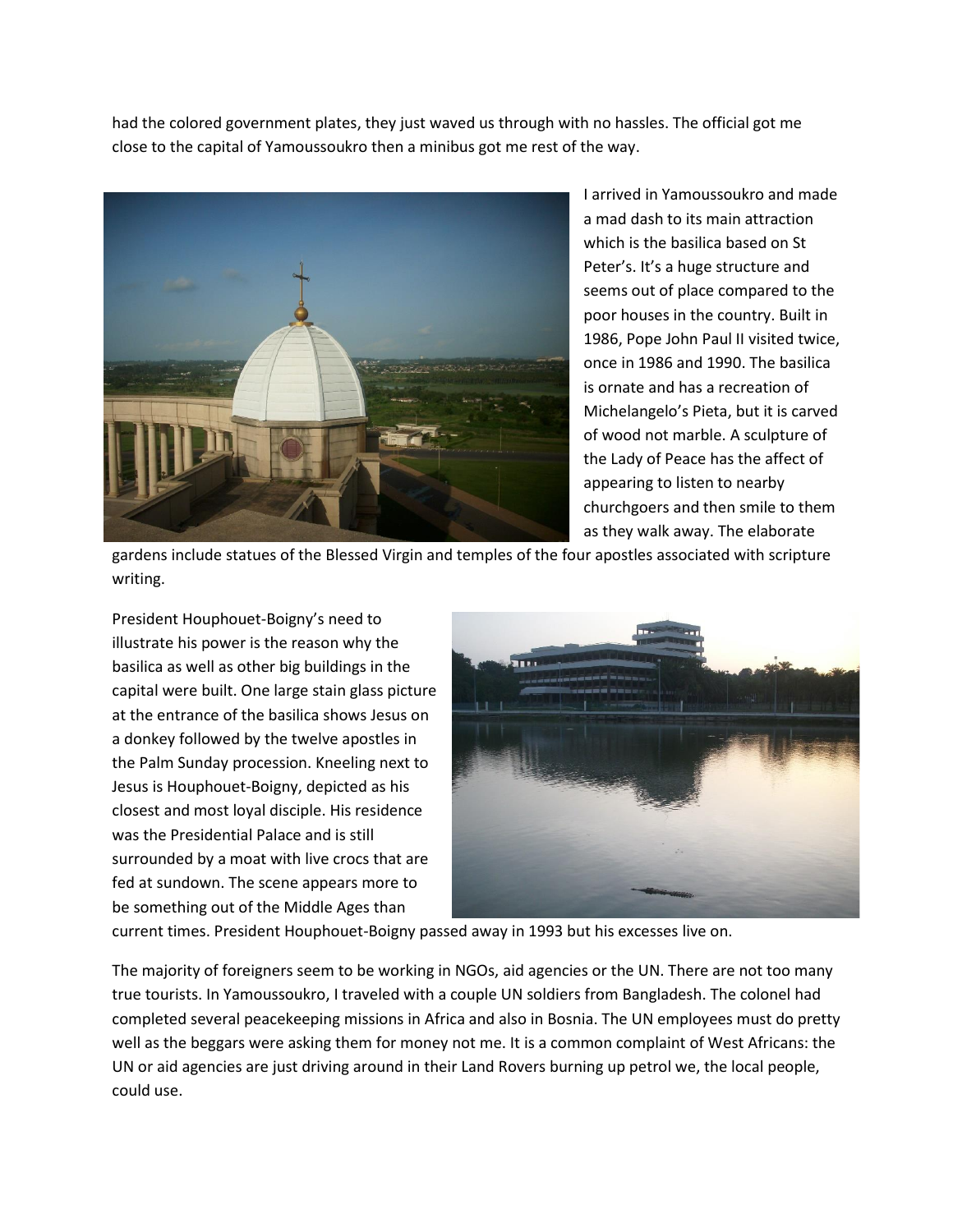had the colored government plates, they just waved us through with no hassles. The official got me close to the capital of Yamoussoukro then a minibus got me rest of the way.

I arrived in Yamoussoukro and made a mad dash to its main attraction which is the basilica based on St Peter's. It's a huge structure and seems out of place compared to the poor houses in the country. Built in 1986, Pope John Paul II visited twice, once in 1986 and 1990. The basilica is ornate and has a recreation of Michelangelo's Pieta, but it is carved of wood not marble. A sculpture of the Lady of Peace has the affect of appearing to listen to nearby churchgoers and then smile to them as they walk away. The elaborate gardens include statues of the Blessed Virgin and temples of the four apostles associated with scripture writing.

President Houphouet-Boigny's need to illustrate his power is the reason why the basilica as well as other big buildings in the capital were built. One large stain glass picture at the entrance of the basilica shows Jesus on a donkey followed by the twelve apostles in the Palm Sunday procession. Kneeling next to Jesus is Houphouet-Boigny, depicted as his closest and most loyal disciple. His residence was the Presidential Palace and is still surrounded by a moat with live crocs that are fed at sundown. The scene appears more to be something out of the Middle Ages than current times. President Houphouet-Boigny passed away in 1993 but his excesses live on.

The majority of foreigners seem to be working in NGOs, aid agencies or the UN. There are not too many true tourists. In Yamoussoukro, I traveled with a couple UN soldiers from Bangladesh. The colonel had completed several peacekeeping missions in Africa and also in Bosnia. The UN employees must do pretty well as the beggars were asking them for money not me. It is a common complaint of West Africans: the UN or aid agencies are just driving around in their Land Rovers burning up petrol we, the local people, could use.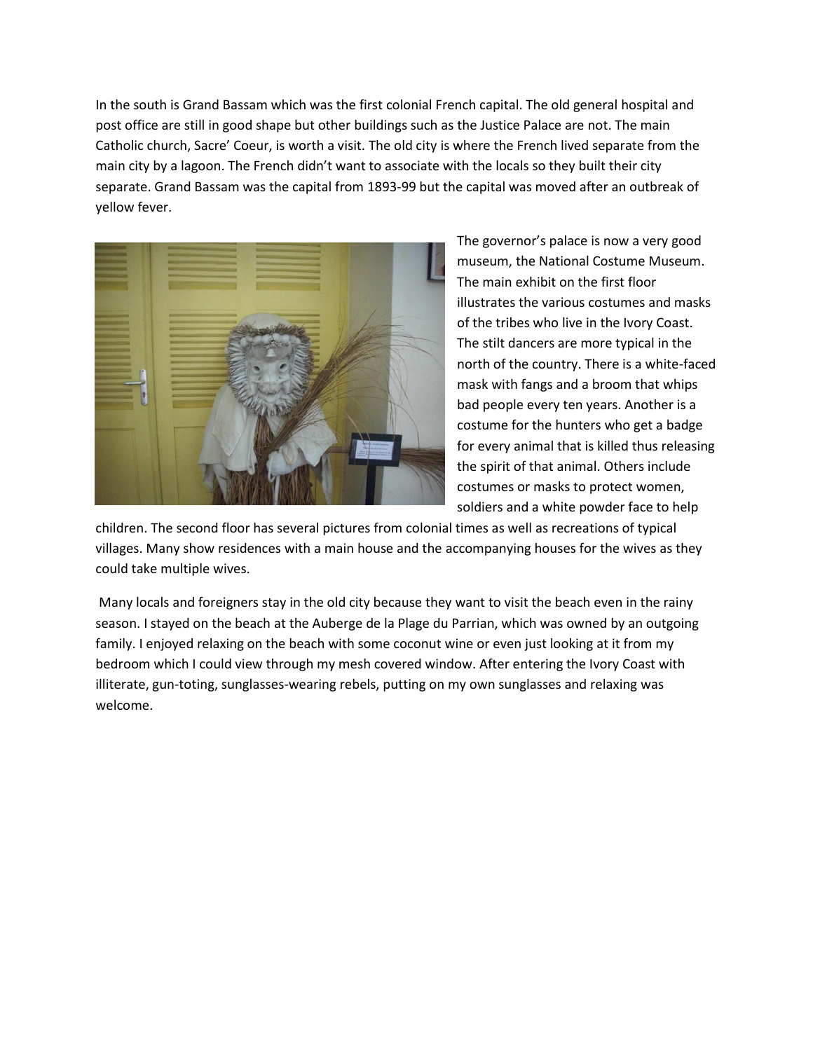In the south is Grand Bassam which was the first colonial French capital. The old general hospital and post office are still in good shape but other buildings such as the Justice Palace are not. The main Catholic church, Sacre' Coeur, is worth a visit. The old city is where the French lived separate from the main city by a lagoon. The French didn't want to associate with the locals so they built their city separate. Grand Bassam was the capital from 1893-99 but the capital was moved after an outbreak of yellow fever.

The governor's palace is now a very good museum, the National Costume Museum. The main exhibit on the first floor illustrates the various costumes and masks of the tribes who live in the Ivory Coast. The stilt dancers are more typical in the north of the country. There is a white-faced mask with fangs and a broom that whips bad people every ten years. Another is a costume for the hunters who get a badge for every animal that is killed thus releasing the spirit of that animal. Others include costumes or masks to protect women, soldiers and a white powder face to help children. The second floor has several pictures from colonial times as well as recreations of typical villages. Many show residences with a main house and the accompanying houses for the wives as they could take multiple wives.

Many locals and foreigners stay in the old city because they want to visit the beach even in the rainy season. I stayed on the beach at the Auberge de la Plage du Parrian, which was owned by an outgoing family. I enjoyed relaxing on the beach with some coconut wine or even just looking at it from my bedroom which I could view through my mesh covered window. After entering the Ivory Coast with illiterate, gun-toting, sunglasses-wearing rebels, putting on my own sunglasses and relaxing was welcome.